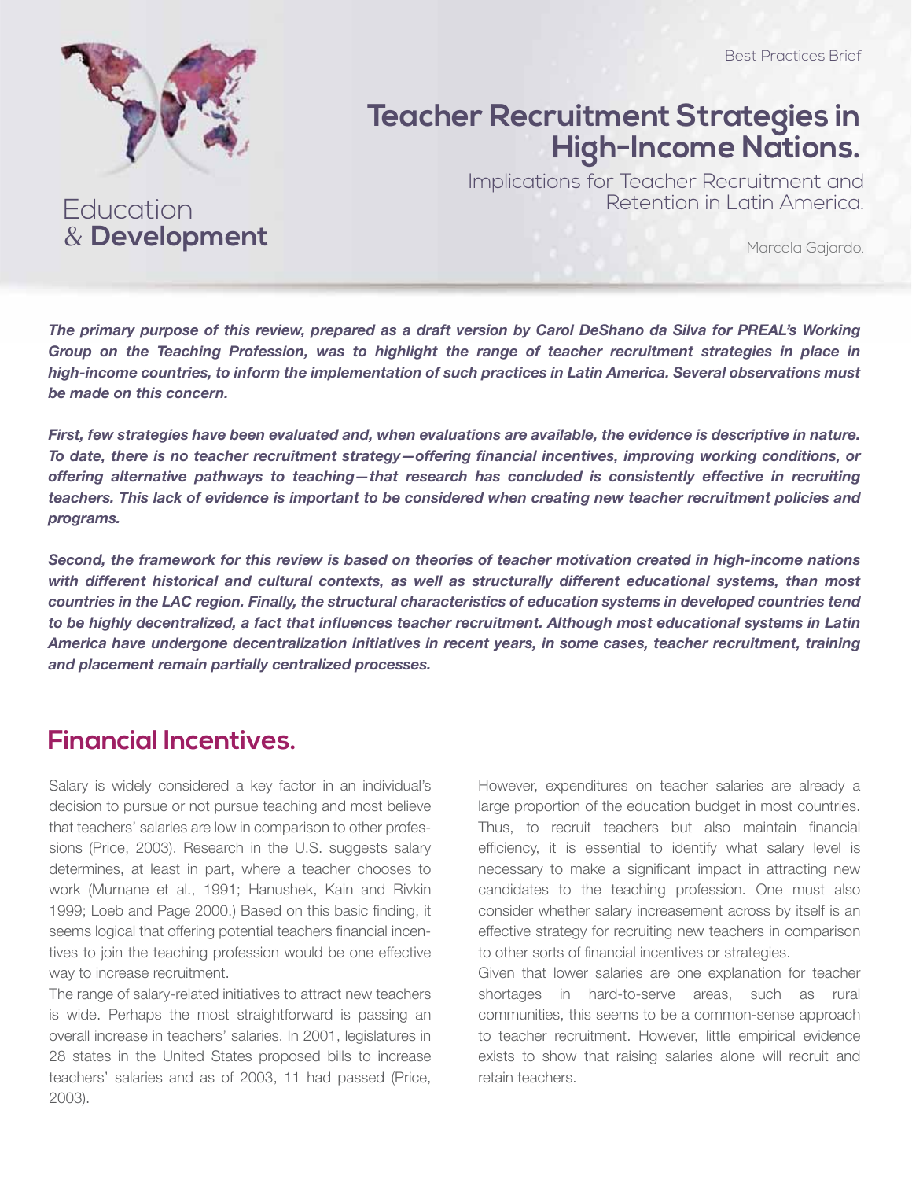Best Practices Brief

Education & **Development**

# Teacher Recruitment Strategies in High-Income Nations.

Implications for Teacher Recruitment and Retention in Latin America.

Marcela Gajardo.

***The primary purpose of this review, prepared as a draft version by Carol DeShano da Silva for PREAL's Working Group on the Teaching Profession, was to highlight the range of teacher recruitment strategies in place in high-income countries, to inform the implementation of such practices in Latin America. Several observations must be made on this concern.***

***First, few strategies have been evaluated and, when evaluations are available, the evidence is descriptive in nature. To date, there is no teacher recruitment strategy—offering financial incentives, improving working conditions, or offering alternative pathways to teaching—that research has concluded is consistently effective in recruiting teachers. This lack of evidence is important to be considered when creating new teacher recruitment policies and programs.***

***Second, the framework for this review is based on theories of teacher motivation created in high-income nations with different historical and cultural contexts, as well as structurally different educational systems, than most countries in the LAC region. Finally, the structural characteristics of education systems in developed countries tend to be highly decentralized, a fact that influences teacher recruitment. Although most educational systems in Latin America have undergone decentralization initiatives in recent years, in some cases, teacher recruitment, training and placement remain partially centralized processes.***

## Financial Incentives.

Salary is widely considered a key factor in an individual's decision to pursue or not pursue teaching and most believe that teachers' salaries are low in comparison to other professions (Price, 2003). Research in the U.S. suggests salary determines, at least in part, where a teacher chooses to work (Murnane et al., 1991; Hanushek, Kain and Rivkin 1999; Loeb and Page 2000.) Based on this basic finding, it seems logical that offering potential teachers financial incentives to join the teaching profession would be one effective way to increase recruitment.

The range of salary-related initiatives to attract new teachers is wide. Perhaps the most straightforward is passing an overall increase in teachers' salaries. In 2001, legislatures in 28 states in the United States proposed bills to increase teachers' salaries and as of 2003, 11 had passed (Price, 2003).

However, expenditures on teacher salaries are already a large proportion of the education budget in most countries. Thus, to recruit teachers but also maintain financial efficiency, it is essential to identify what salary level is necessary to make a significant impact in attracting new candidates to the teaching profession. One must also consider whether salary increasement across by itself is an effective strategy for recruiting new teachers in comparison to other sorts of financial incentives or strategies.

Given that lower salaries are one explanation for teacher shortages in hard-to-serve areas, such as rural communities, this seems to be a common-sense approach to teacher recruitment. However, little empirical evidence exists to show that raising salaries alone will recruit and retain teachers.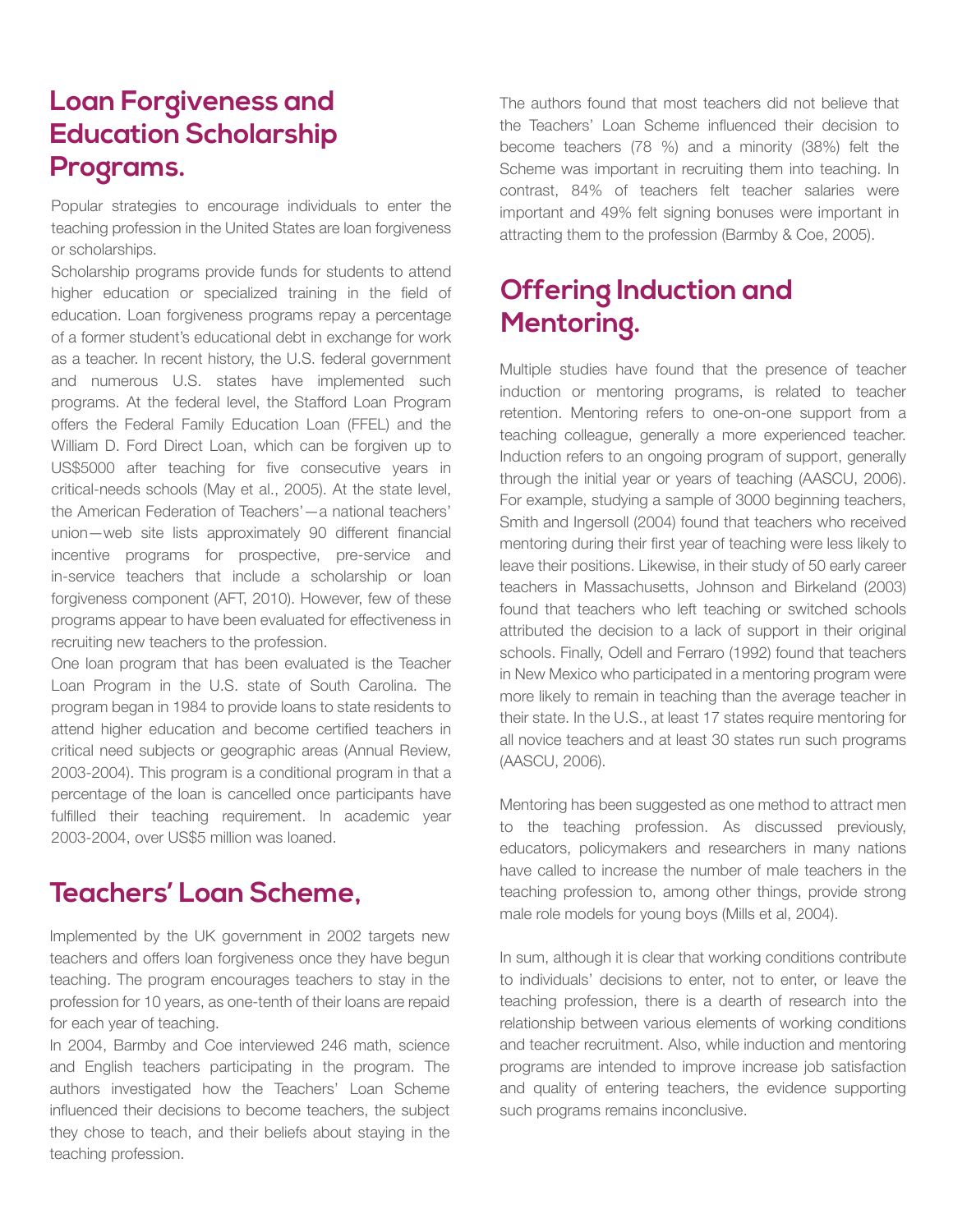## Loan Forgiveness and Education Scholarship Programs.

Popular strategies to encourage individuals to enter the teaching profession in the United States are loan forgiveness or scholarships.

Scholarship programs provide funds for students to attend higher education or specialized training in the field of education. Loan forgiveness programs repay a percentage of a former student's educational debt in exchange for work as a teacher. In recent history, the U.S. federal government and numerous U.S. states have implemented such programs. At the federal level, the Stafford Loan Program offers the Federal Family Education Loan (FFEL) and the William D. Ford Direct Loan, which can be forgiven up to US$5000 after teaching for five consecutive years in critical-needs schools (May et al., 2005). At the state level, the American Federation of Teachers'—a national teachers' union—web site lists approximately 90 different financial incentive programs for prospective, pre-service and in-service teachers that include a scholarship or loan forgiveness component (AFT, 2010). However, few of these programs appear to have been evaluated for effectiveness in recruiting new teachers to the profession.

One loan program that has been evaluated is the Teacher Loan Program in the U.S. state of South Carolina. The program began in 1984 to provide loans to state residents to attend higher education and become certified teachers in critical need subjects or geographic areas (Annual Review, 2003-2004). This program is a conditional program in that a percentage of the loan is cancelled once participants have fulfilled their teaching requirement. In academic year 2003-2004, over US$5 million was loaned.

## Teachers' Loan Scheme,

Implemented by the UK government in 2002 targets new teachers and offers loan forgiveness once they have begun teaching. The program encourages teachers to stay in the profession for 10 years, as one-tenth of their loans are repaid for each year of teaching.

In 2004, Barmby and Coe interviewed 246 math, science and English teachers participating in the program. The authors investigated how the Teachers' Loan Scheme influenced their decisions to become teachers, the subject they chose to teach, and their beliefs about staying in the teaching profession.

The authors found that most teachers did not believe that the Teachers' Loan Scheme influenced their decision to become teachers (78 %) and a minority (38%) felt the Scheme was important in recruiting them into teaching. In contrast, 84% of teachers felt teacher salaries were important and 49% felt signing bonuses were important in attracting them to the profession (Barmby & Coe, 2005).

## Offering Induction and Mentoring.

Multiple studies have found that the presence of teacher induction or mentoring programs, is related to teacher retention. Mentoring refers to one-on-one support from a teaching colleague, generally a more experienced teacher. Induction refers to an ongoing program of support, generally through the initial year or years of teaching (AASCU, 2006). For example, studying a sample of 3000 beginning teachers, Smith and Ingersoll (2004) found that teachers who received mentoring during their first year of teaching were less likely to leave their positions. Likewise, in their study of 50 early career teachers in Massachusetts, Johnson and Birkeland (2003) found that teachers who left teaching or switched schools attributed the decision to a lack of support in their original schools. Finally, Odell and Ferraro (1992) found that teachers in New Mexico who participated in a mentoring program were more likely to remain in teaching than the average teacher in their state. In the U.S., at least 17 states require mentoring for all novice teachers and at least 30 states run such programs (AASCU, 2006).

Mentoring has been suggested as one method to attract men to the teaching profession. As discussed previously, educators, policymakers and researchers in many nations have called to increase the number of male teachers in the teaching profession to, among other things, provide strong male role models for young boys (Mills et al, 2004).

In sum, although it is clear that working conditions contribute to individuals' decisions to enter, not to enter, or leave the teaching profession, there is a dearth of research into the relationship between various elements of working conditions and teacher recruitment. Also, while induction and mentoring programs are intended to improve increase job satisfaction and quality of entering teachers, the evidence supporting such programs remains inconclusive.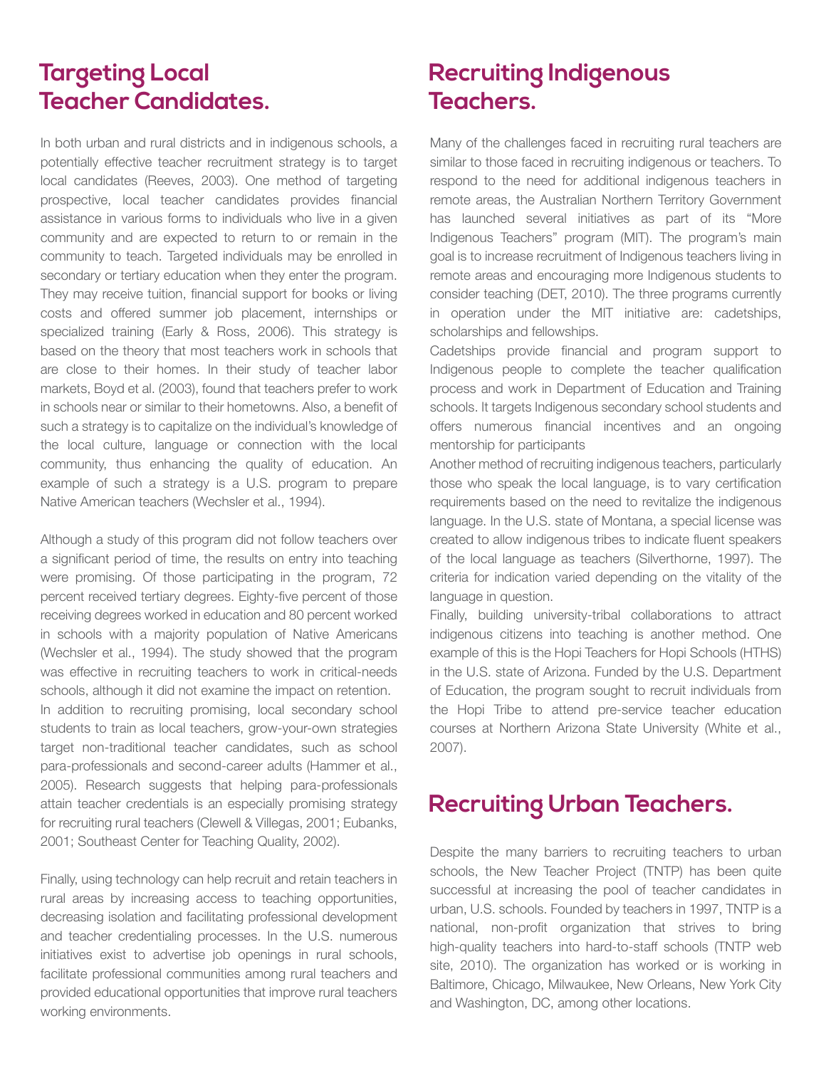## Targeting Local Teacher Candidates.

In both urban and rural districts and in indigenous schools, a potentially effective teacher recruitment strategy is to target local candidates (Reeves, 2003). One method of targeting prospective, local teacher candidates provides financial assistance in various forms to individuals who live in a given community and are expected to return to or remain in the community to teach. Targeted individuals may be enrolled in secondary or tertiary education when they enter the program. They may receive tuition, financial support for books or living costs and offered summer job placement, internships or specialized training (Early & Ross, 2006). This strategy is based on the theory that most teachers work in schools that are close to their homes. In their study of teacher labor markets, Boyd et al. (2003), found that teachers prefer to work in schools near or similar to their hometowns. Also, a benefit of such a strategy is to capitalize on the individual's knowledge of the local culture, language or connection with the local community, thus enhancing the quality of education. An example of such a strategy is a U.S. program to prepare Native American teachers (Wechsler et al., 1994).

Although a study of this program did not follow teachers over a significant period of time, the results on entry into teaching were promising. Of those participating in the program, 72 percent received tertiary degrees. Eighty-five percent of those receiving degrees worked in education and 80 percent worked in schools with a majority population of Native Americans (Wechsler et al., 1994). The study showed that the program was effective in recruiting teachers to work in critical-needs schools, although it did not examine the impact on retention.

In addition to recruiting promising, local secondary school students to train as local teachers, grow-your-own strategies target non-traditional teacher candidates, such as school para-professionals and second-career adults (Hammer et al., 2005). Research suggests that helping para-professionals attain teacher credentials is an especially promising strategy for recruiting rural teachers (Clewell & Villegas, 2001; Eubanks, 2001; Southeast Center for Teaching Quality, 2002).

Finally, using technology can help recruit and retain teachers in rural areas by increasing access to teaching opportunities, decreasing isolation and facilitating professional development and teacher credentialing processes. In the U.S. numerous initiatives exist to advertise job openings in rural schools, facilitate professional communities among rural teachers and provided educational opportunities that improve rural teachers working environments.

## Recruiting Indigenous Teachers.

Many of the challenges faced in recruiting rural teachers are similar to those faced in recruiting indigenous or teachers. To respond to the need for additional indigenous teachers in remote areas, the Australian Northern Territory Government has launched several initiatives as part of its "More Indigenous Teachers" program (MIT). The program's main goal is to increase recruitment of Indigenous teachers living in remote areas and encouraging more Indigenous students to consider teaching (DET, 2010). The three programs currently in operation under the MIT initiative are: cadetships, scholarships and fellowships.

Cadetships provide financial and program support to Indigenous people to complete the teacher qualification process and work in Department of Education and Training schools. It targets Indigenous secondary school students and offers numerous financial incentives and an ongoing mentorship for participants

Another method of recruiting indigenous teachers, particularly those who speak the local language, is to vary certification requirements based on the need to revitalize the indigenous language. In the U.S. state of Montana, a special license was created to allow indigenous tribes to indicate fluent speakers of the local language as teachers (Silverthorne, 1997). The criteria for indication varied depending on the vitality of the language in question.

Finally, building university-tribal collaborations to attract indigenous citizens into teaching is another method. One example of this is the Hopi Teachers for Hopi Schools (HTHS) in the U.S. state of Arizona. Funded by the U.S. Department of Education, the program sought to recruit individuals from the Hopi Tribe to attend pre-service teacher education courses at Northern Arizona State University (White et al., 2007).

## Recruiting Urban Teachers.

Despite the many barriers to recruiting teachers to urban schools, the New Teacher Project (TNTP) has been quite successful at increasing the pool of teacher candidates in urban, U.S. schools. Founded by teachers in 1997, TNTP is a national, non-profit organization that strives to bring high-quality teachers into hard-to-staff schools (TNTP web site, 2010). The organization has worked or is working in Baltimore, Chicago, Milwaukee, New Orleans, New York City and Washington, DC, among other locations.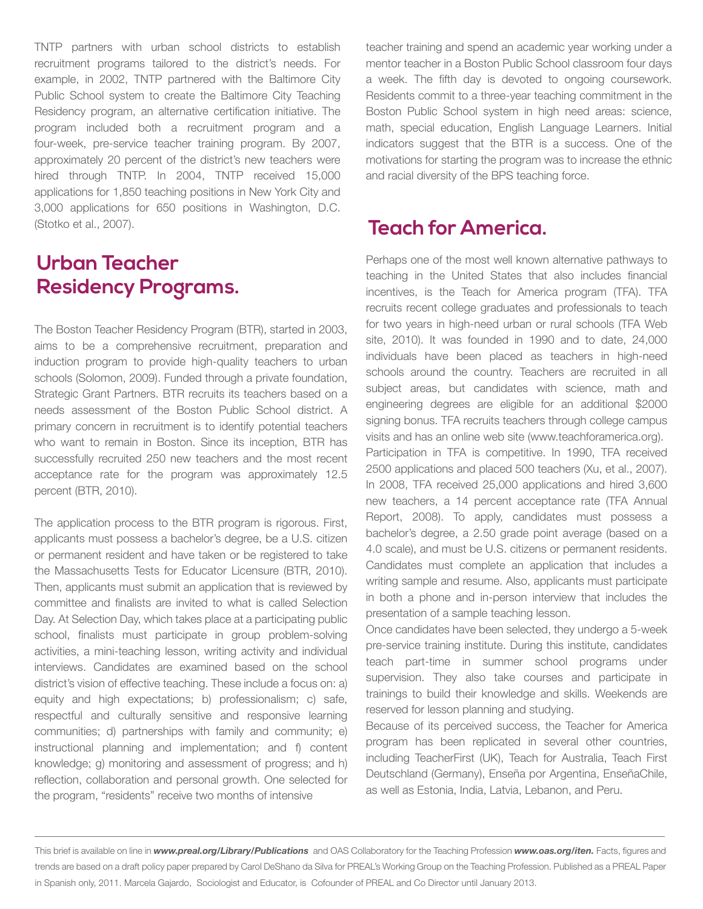TNTP partners with urban school districts to establish recruitment programs tailored to the district's needs. For example, in 2002, TNTP partnered with the Baltimore City Public School system to create the Baltimore City Teaching Residency program, an alternative certification initiative. The program included both a recruitment program and a four-week, pre-service teacher training program. By 2007, approximately 20 percent of the district's new teachers were hired through TNTP. In 2004, TNTP received 15,000 applications for 1,850 teaching positions in New York City and 3,000 applications for 650 positions in Washington, D.C. (Stotko et al., 2007).

## Urban Teacher Residency Programs.

The Boston Teacher Residency Program (BTR), started in 2003, aims to be a comprehensive recruitment, preparation and induction program to provide high-quality teachers to urban schools (Solomon, 2009). Funded through a private foundation, Strategic Grant Partners. BTR recruits its teachers based on a needs assessment of the Boston Public School district. A primary concern in recruitment is to identify potential teachers who want to remain in Boston. Since its inception, BTR has successfully recruited 250 new teachers and the most recent acceptance rate for the program was approximately 12.5 percent (BTR, 2010).

The application process to the BTR program is rigorous. First, applicants must possess a bachelor's degree, be a U.S. citizen or permanent resident and have taken or be registered to take the Massachusetts Tests for Educator Licensure (BTR, 2010). Then, applicants must submit an application that is reviewed by committee and finalists are invited to what is called Selection Day. At Selection Day, which takes place at a participating public school, finalists must participate in group problem-solving activities, a mini-teaching lesson, writing activity and individual interviews. Candidates are examined based on the school district's vision of effective teaching. These include a focus on: a) equity and high expectations; b) professionalism; c) safe, respectful and culturally sensitive and responsive learning communities; d) partnerships with family and community; e) instructional planning and implementation; and f) content knowledge; g) monitoring and assessment of progress; and h) reflection, collaboration and personal growth. One selected for the program, "residents" receive two months of intensive teacher training and spend an academic year working under a mentor teacher in a Boston Public School classroom four days a week. The fifth day is devoted to ongoing coursework. Residents commit to a three-year teaching commitment in the Boston Public School system in high need areas: science, math, special education, English Language Learners. Initial indicators suggest that the BTR is a success. One of the motivations for starting the program was to increase the ethnic and racial diversity of the BPS teaching force.

## Teach for America.

Perhaps one of the most well known alternative pathways to teaching in the United States that also includes financial incentives, is the Teach for America program (TFA). TFA recruits recent college graduates and professionals to teach for two years in high-need urban or rural schools (TFA Web site, 2010). It was founded in 1990 and to date, 24,000 individuals have been placed as teachers in high-need schools around the country. Teachers are recruited in all subject areas, but candidates with science, math and engineering degrees are eligible for an additional $2000 signing bonus. TFA recruits teachers through college campus visits and has an online web site (www.teachforamerica.org).

Participation in TFA is competitive. In 1990, TFA received 2500 applications and placed 500 teachers (Xu, et al., 2007). In 2008, TFA received 25,000 applications and hired 3,600 new teachers, a 14 percent acceptance rate (TFA Annual Report, 2008). To apply, candidates must possess a bachelor's degree, a 2.50 grade point average (based on a 4.0 scale), and must be U.S. citizens or permanent residents. Candidates must complete an application that includes a writing sample and resume. Also, applicants must participate in both a phone and in-person interview that includes the presentation of a sample teaching lesson.

Once candidates have been selected, they undergo a 5-week pre-service training institute. During this institute, candidates teach part-time in summer school programs under supervision. They also take courses and participate in trainings to build their knowledge and skills. Weekends are reserved for lesson planning and studying.

Because of its perceived success, the Teacher for America program has been replicated in several other countries, including TeacherFirst (UK), Teach for Australia, Teach First Deutschland (Germany), Enseña por Argentina, EnseñaChile, as well as Estonia, India, Latvia, Lebanon, and Peru.

---

This brief is available on line in ***www.preal.org/Library/Publications*** and OAS Collaboratory for the Teaching Profession ***www.oas.org/iten.*** Facts, figures and trends are based on a draft policy paper prepared by Carol DeShano da Silva for PREAL's Working Group on the Teaching Profession. Published as a PREAL Paper in Spanish only, 2011. Marcela Gajardo, Sociologist and Educator, is Cofounder of PREAL and Co Director until January 2013.